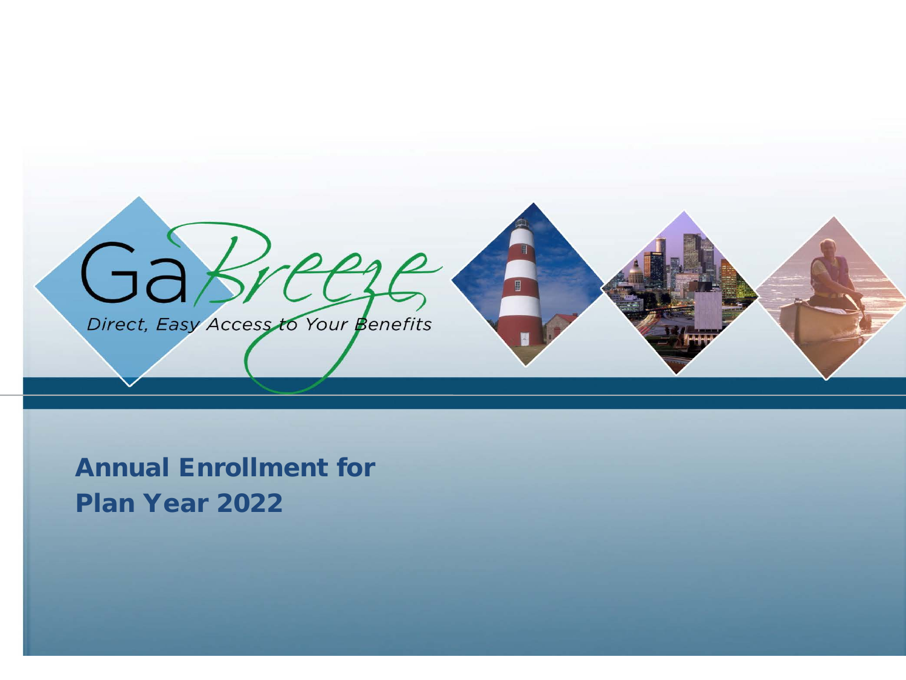GaBreeze

*Direct, Easy Access to Your Benefits*

# Annual Enrollment for Plan Year 2022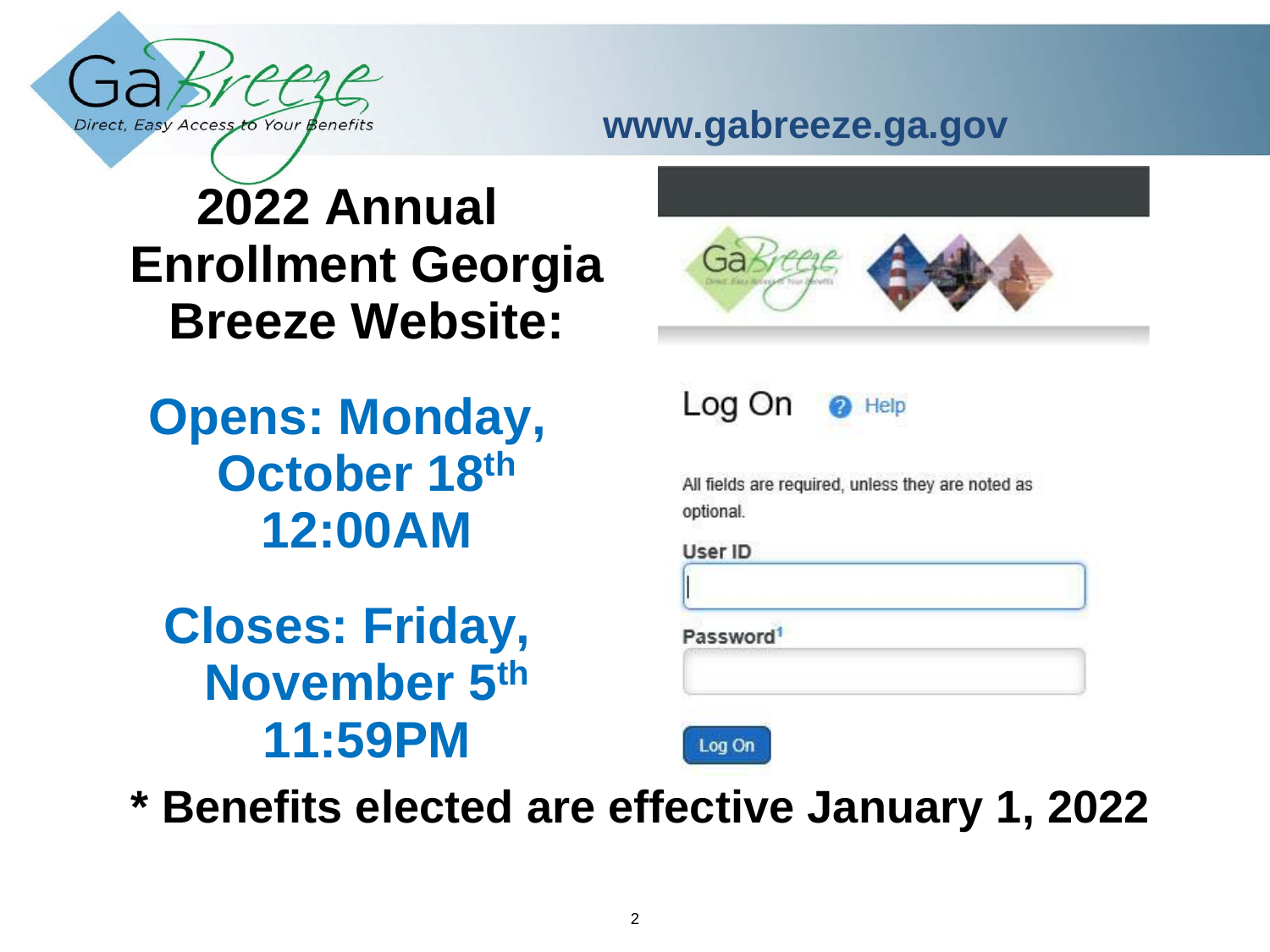www.gabreeze.ga.gov

# 2022 Annual Enrollment Georgia Breeze Website:

**Opens: Monday, October 18th 12:00AM**

**Closes: Friday, November 5th 11:59PM**

Log On Help

All fields are required, unless they are noted as optional.

User ID

Password[1]

Log On

**\* Benefits elected are effective January 1, 2022**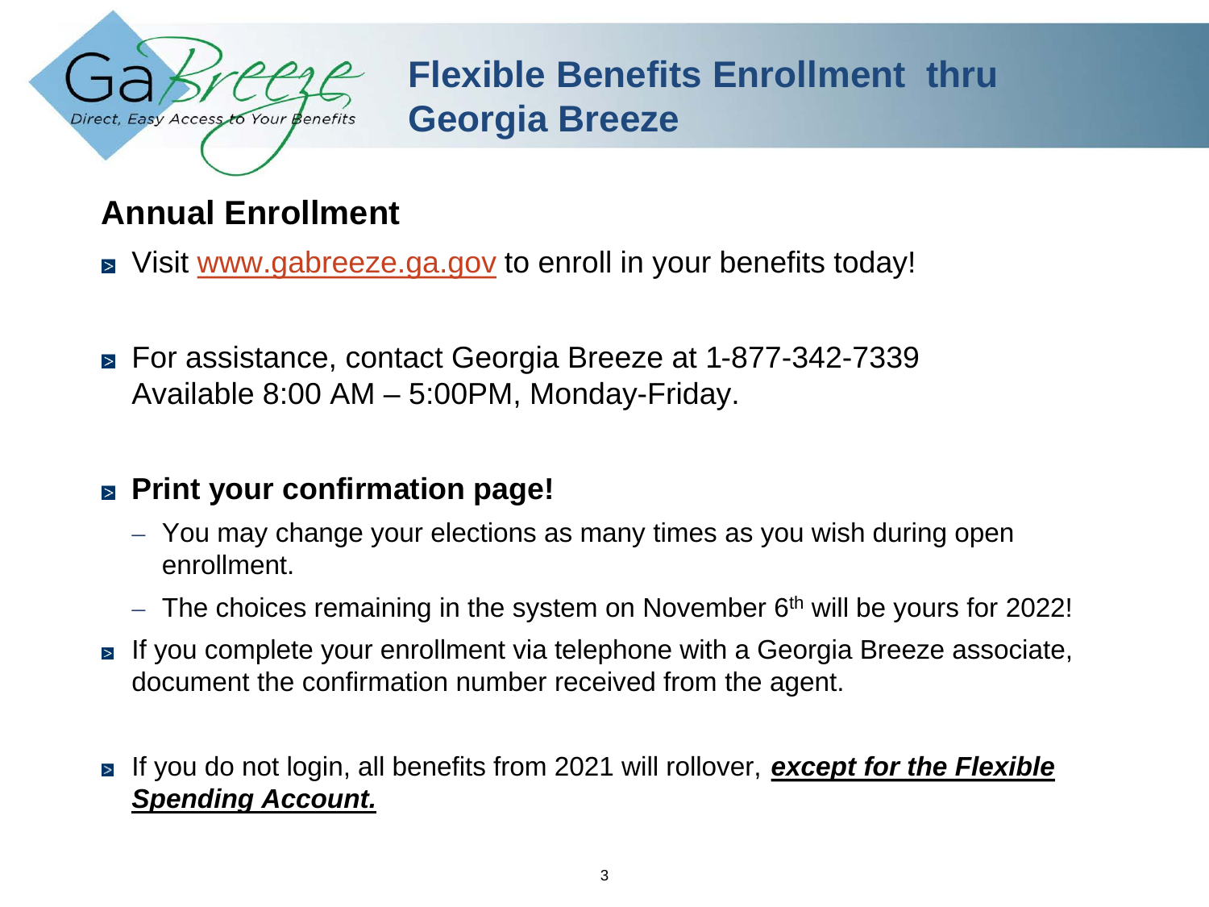# Flexible Benefits Enrollment thru Georgia Breeze

## Annual Enrollment

- Visit www.gabreeze.ga.gov to enroll in your benefits today!

- For assistance, contact Georgia Breeze at 1-877-342-7339
  Available 8:00 AM – 5:00PM, Monday-Friday.

- **Print your confirmation page!**
  - You may change your elections as many times as you wish during open enrollment.
  - The choices remaining in the system on November 6th will be yours for 2022!
- If you complete your enrollment via telephone with a Georgia Breeze associate, document the confirmation number received from the agent.

- If you do not login, all benefits from 2021 will rollover, ***except for the Flexible Spending Account.***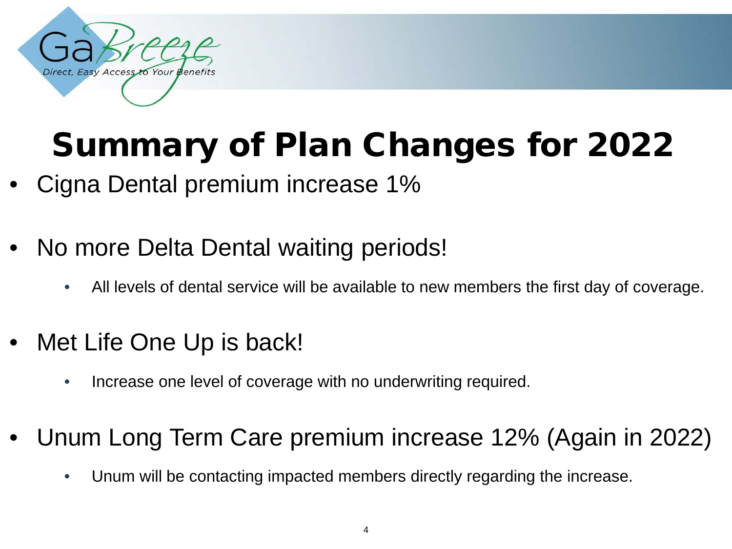# Summary of Plan Changes for 2022

- Cigna Dental premium increase 1%
- No more Delta Dental waiting periods!
  - All levels of dental service will be available to new members the first day of coverage.
- Met Life One Up is back!
  - Increase one level of coverage with no underwriting required.
- Unum Long Term Care premium increase 12% (Again in 2022)
  - Unum will be contacting impacted members directly regarding the increase.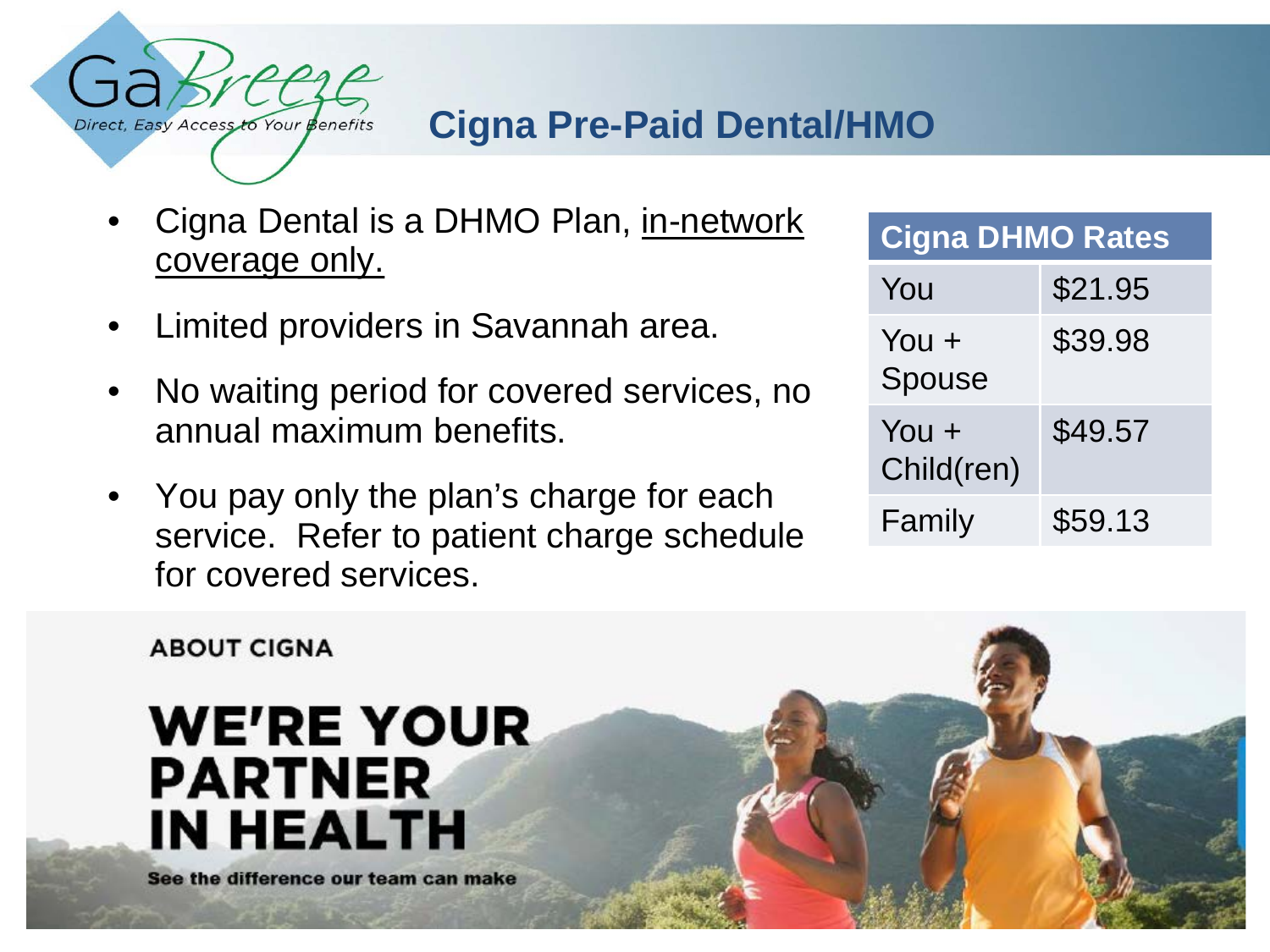# Cigna Pre-Paid Dental/HMO

- Cigna Dental is a DHMO Plan, <u>in-network coverage only.</u>
- Limited providers in Savannah area.
- No waiting period for covered services, no annual maximum benefits.
- You pay only the plan's charge for each service. Refer to patient charge schedule for covered services.

| Cigna DHMO Rates | |
|---|---|
| You | $21.95 |
| You + Spouse | $39.98 |
| You + Child(ren) | $49.57 |
| Family | $59.13 |

ABOUT CIGNA

**WE'RE YOUR PARTNER IN HEALTH**

See the difference our team can make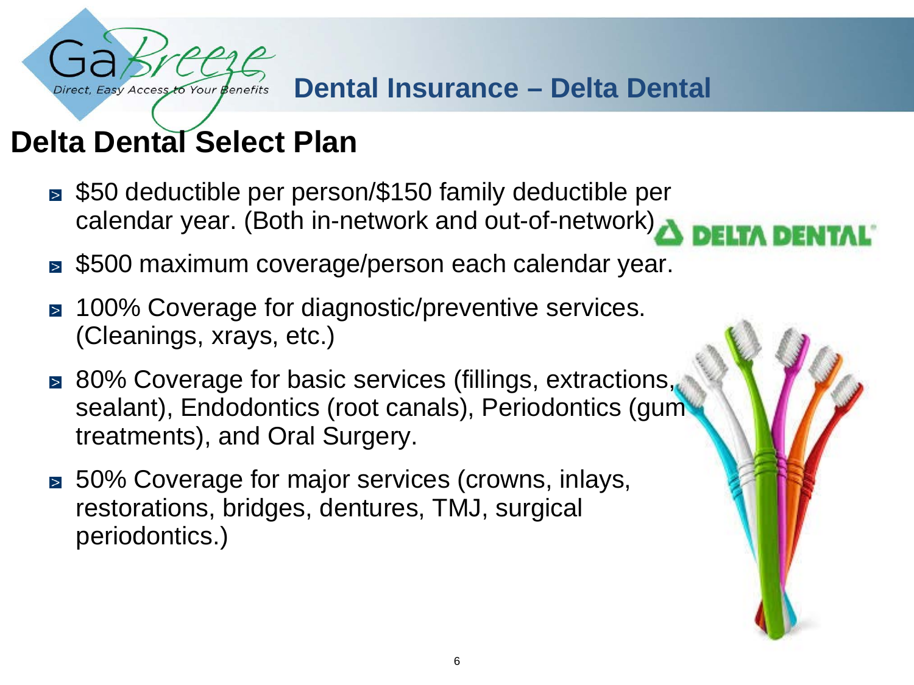## Dental Insurance – Delta Dental

# Delta Dental Select Plan

- $50 deductible per person/$150 family deductible per calendar year. (Both in-network and out-of-network)
- $500 maximum coverage/person each calendar year.
- 100% Coverage for diagnostic/preventive services. (Cleanings, xrays, etc.)
- 80% Coverage for basic services (fillings, extractions, sealant), Endodontics (root canals), Periodontics (gum treatments), and Oral Surgery.
- 50% Coverage for major services (crowns, inlays, restorations, bridges, dentures, TMJ, surgical periodontics.)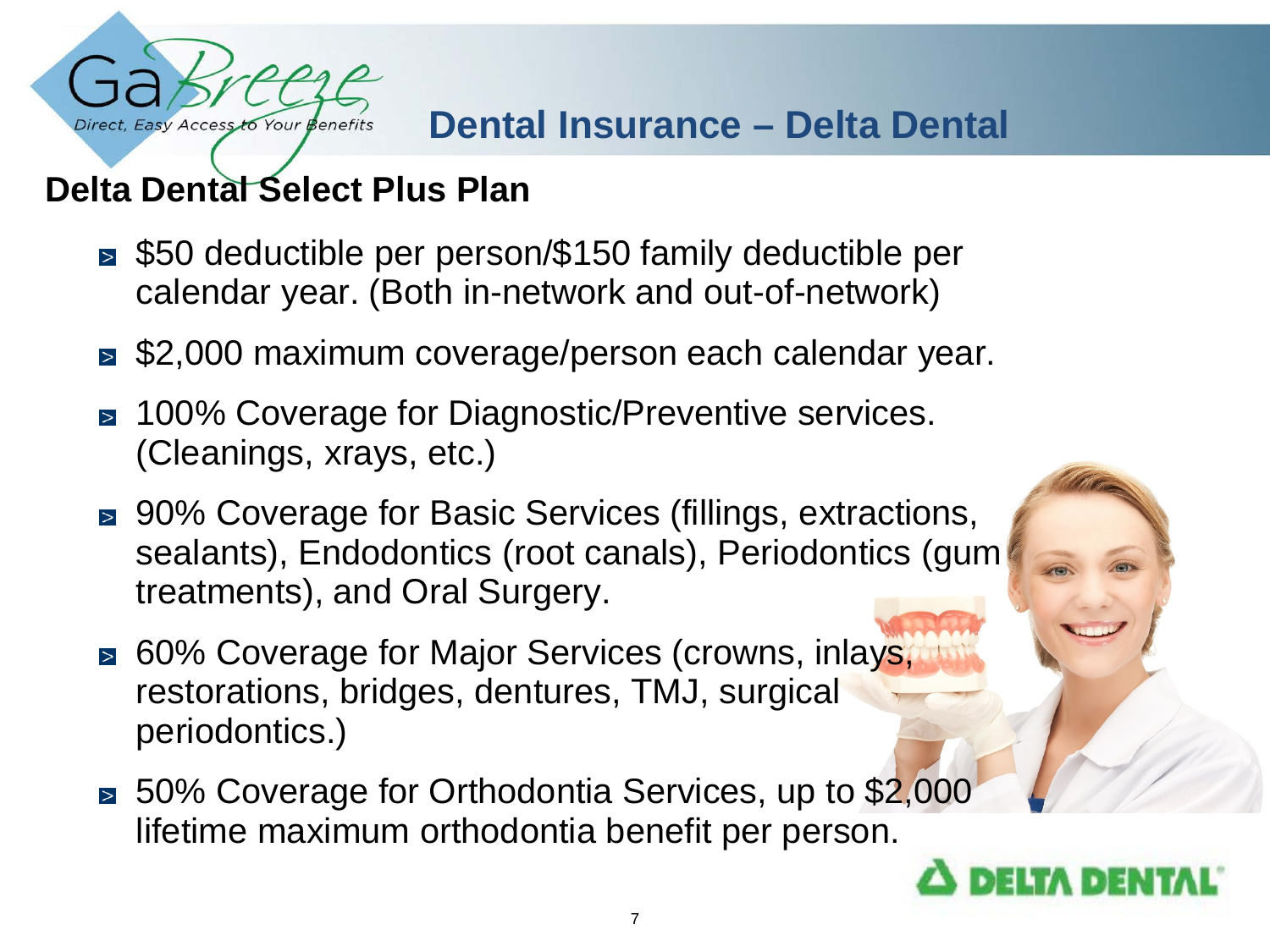# Dental Insurance – Delta Dental

## Delta Dental Select Plus Plan

- $50 deductible per person/$150 family deductible per calendar year. (Both in-network and out-of-network)
- $2,000 maximum coverage/person each calendar year.
- 100% Coverage for Diagnostic/Preventive services. (Cleanings, xrays, etc.)
- 90% Coverage for Basic Services (fillings, extractions, sealants), Endodontics (root canals), Periodontics (gum treatments), and Oral Surgery.
- 60% Coverage for Major Services (crowns, inlays, restorations, bridges, dentures, TMJ, surgical periodontics.)
- 50% Coverage for Orthodontia Services, up to $2,000 lifetime maximum orthodontia benefit per person.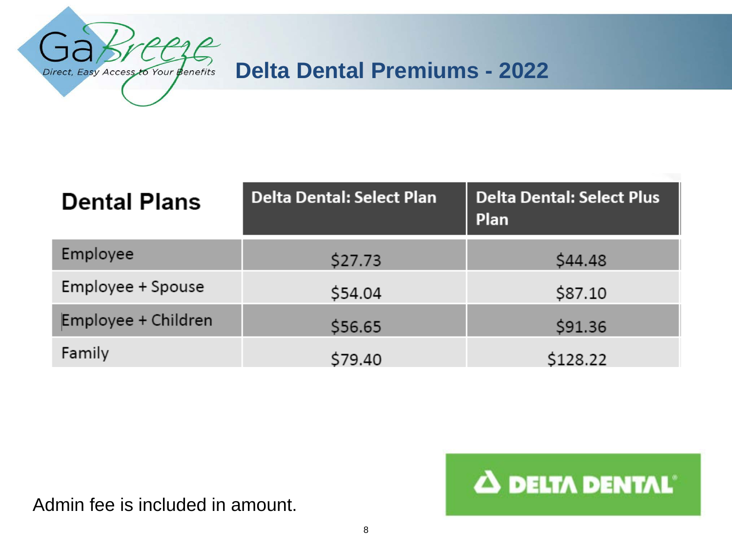# Delta Dental Premiums - 2022

| Dental Plans | Delta Dental: Select Plan | Delta Dental: Select Plus Plan |
|---|---|---|
| Employee | $27.73 | $44.48 |
| Employee + Spouse | $54.04 | $87.10 |
| Employee + Children | $56.65 | $91.36 |
| Family | $79.40 | $128.22 |

Admin fee is included in amount.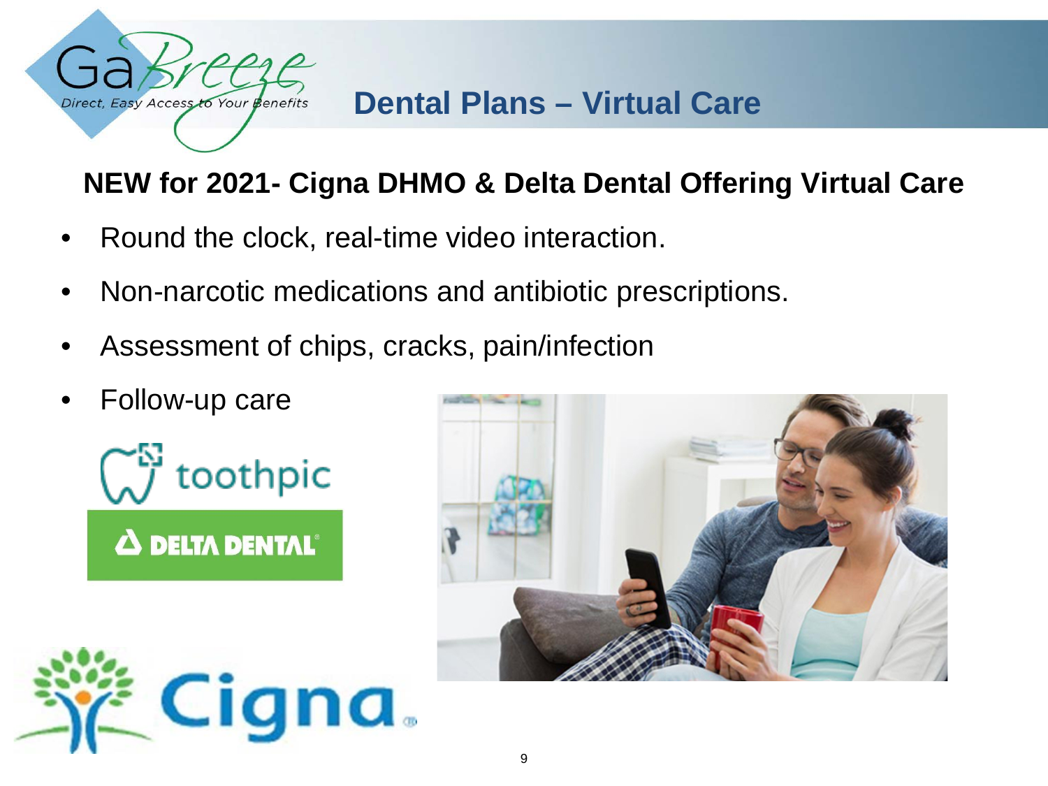# Dental Plans – Virtual Care

## NEW for 2021- Cigna DHMO & Delta Dental Offering Virtual Care

- Round the clock, real-time video interaction.
- Non-narcotic medications and antibiotic prescriptions.
- Assessment of chips, cracks, pain/infection
- Follow-up care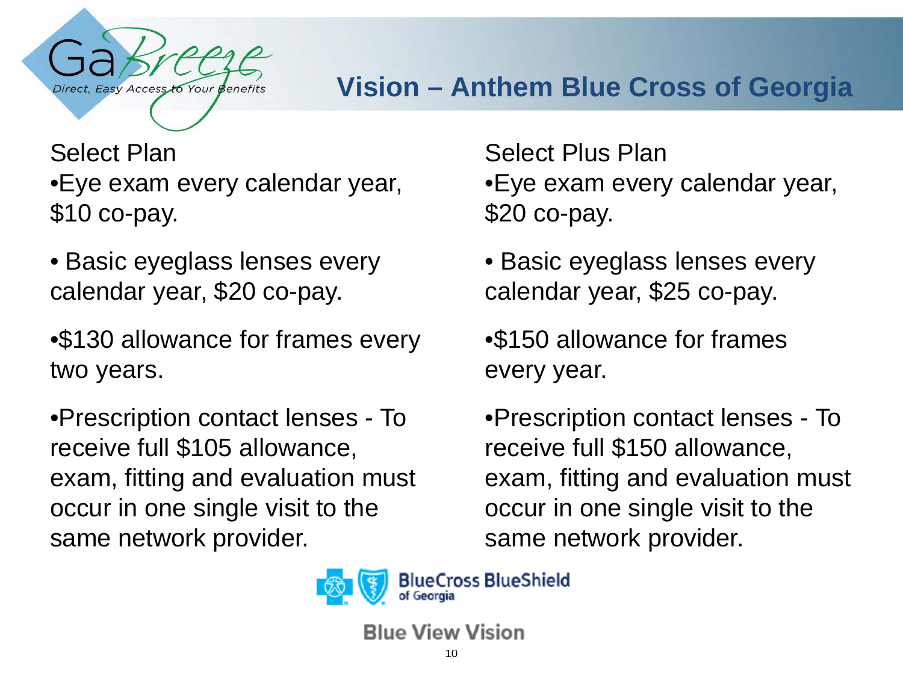# Vision – Anthem Blue Cross of Georgia

## Select Plan

- Eye exam every calendar year, $10 co-pay.
- Basic eyeglass lenses every calendar year, $20 co-pay.
- $130 allowance for frames every two years.
- Prescription contact lenses - To receive full $105 allowance, exam, fitting and evaluation must occur in one single visit to the same network provider.

## Select Plus Plan

- Eye exam every calendar year, $20 co-pay.
- Basic eyeglass lenses every calendar year, $25 co-pay.
- $150 allowance for frames every year.
- Prescription contact lenses - To receive full $150 allowance, exam, fitting and evaluation must occur in one single visit to the same network provider.

BlueCross BlueShield of Georgia

Blue View Vision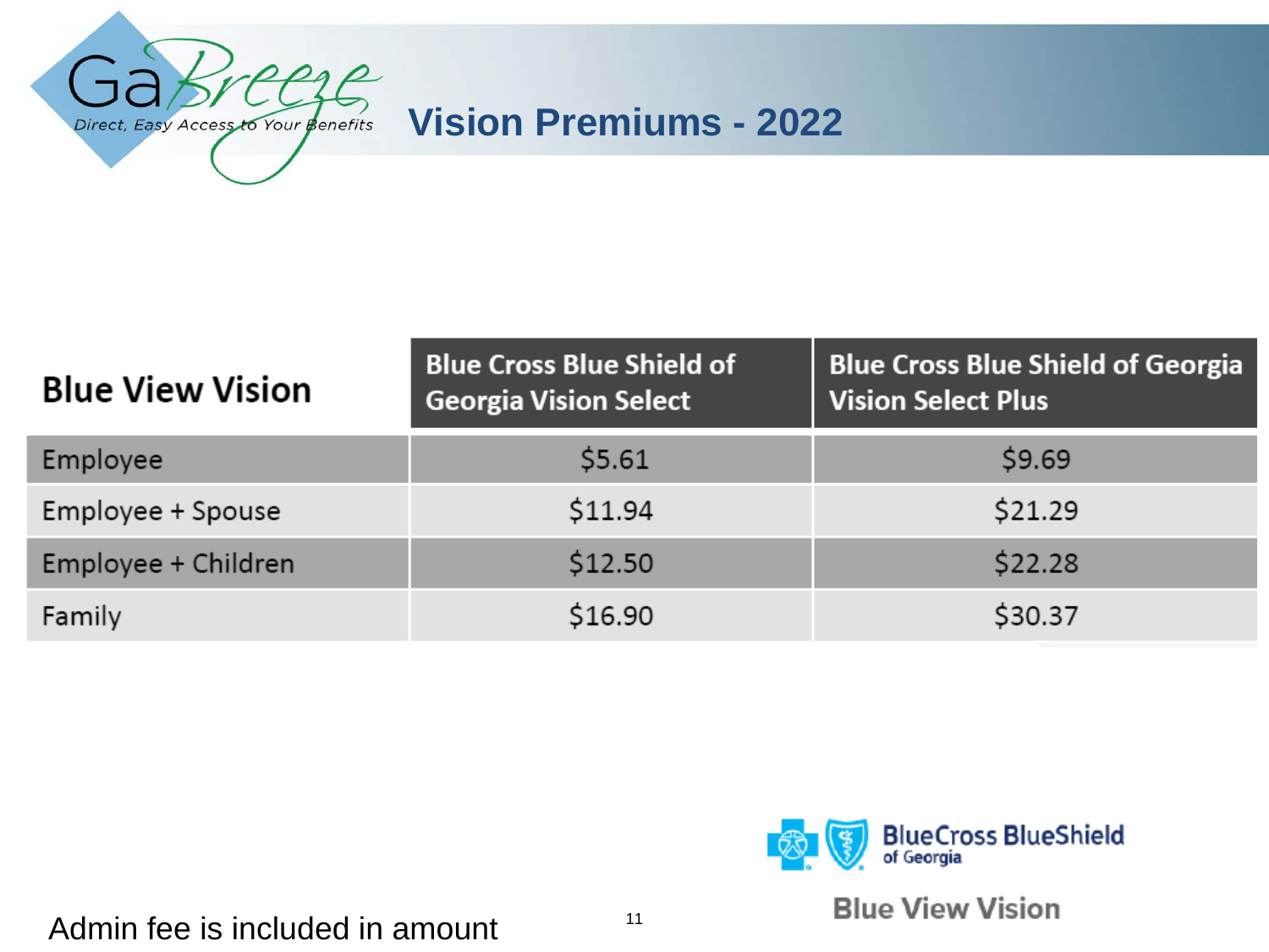# Vision Premiums - 2022

| Blue View Vision | Blue Cross Blue Shield of Georgia Vision Select | Blue Cross Blue Shield of Georgia Vision Select Plus |
|---|---|---|
| Employee | $5.61 | $9.69 |
| Employee + Spouse | $11.94 | $21.29 |
| Employee + Children | $12.50 | $22.28 |
| Family | $16.90 | $30.37 |

Admin fee is included in amount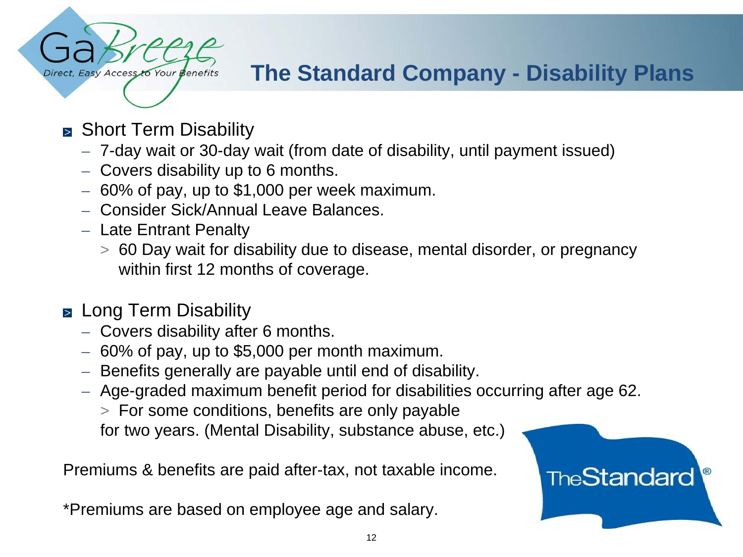# The Standard Company - Disability Plans

- Short Term Disability
  - 7-day wait or 30-day wait (from date of disability, until payment issued)
  - Covers disability up to 6 months.
  - 60% of pay, up to $1,000 per week maximum.
  - Consider Sick/Annual Leave Balances.
  - Late Entrant Penalty
    - 60 Day wait for disability due to disease, mental disorder, or pregnancy within first 12 months of coverage.

- Long Term Disability
  - Covers disability after 6 months.
  - 60% of pay, up to $5,000 per month maximum.
  - Benefits generally are payable until end of disability.
  - Age-graded maximum benefit period for disabilities occurring after age 62.
    - For some conditions, benefits are only payable for two years. (Mental Disability, substance abuse, etc.)

Premiums & benefits are paid after-tax, not taxable income.

*Premiums are based on employee age and salary.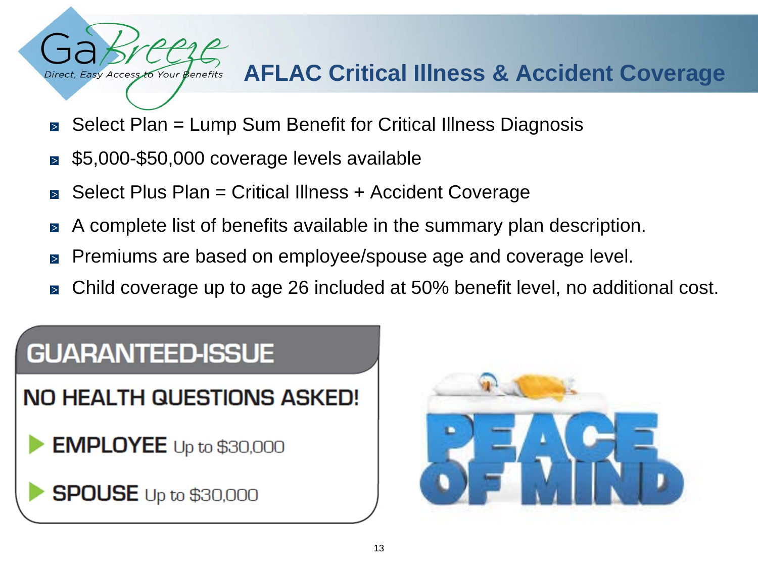# AFLAC Critical Illness & Accident Coverage

- Select Plan = Lump Sum Benefit for Critical Illness Diagnosis
- $5,000-$50,000 coverage levels available
- Select Plus Plan = Critical Illness + Accident Coverage
- A complete list of benefits available in the summary plan description.
- Premiums are based on employee/spouse age and coverage level.
- Child coverage up to age 26 included at 50% benefit level, no additional cost.

## GUARANTEED-ISSUE

**NO HEALTH QUESTIONS ASKED!**

- **EMPLOYEE** Up to $30,000
- **SPOUSE** Up to $30,000

PEACE OF MIND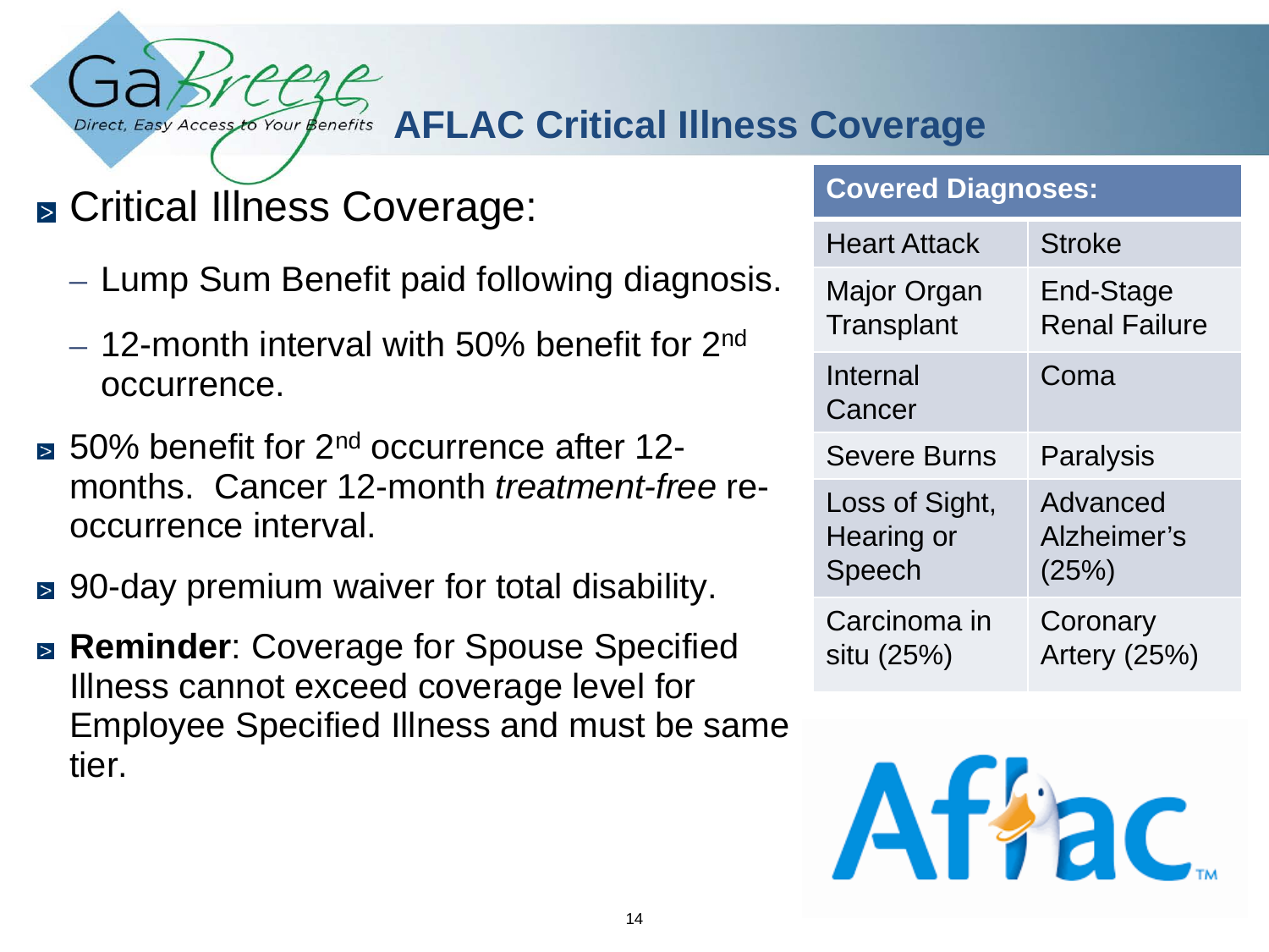# AFLAC Critical Illness Coverage

- Critical Illness Coverage:
  - Lump Sum Benefit paid following diagnosis.
  - 12-month interval with 50% benefit for 2nd occurrence.
- 50% benefit for 2nd occurrence after 12-months. Cancer 12-month *treatment-free* re-occurrence interval.
- 90-day premium waiver for total disability.
- **Reminder**: Coverage for Spouse Specified Illness cannot exceed coverage level for Employee Specified Illness and must be same tier.

| Covered Diagnoses: | |
|---|---|
| Heart Attack | Stroke |
| Major Organ Transplant | End-Stage Renal Failure |
| Internal Cancer | Coma |
| Severe Burns | Paralysis |
| Loss of Sight, Hearing or Speech | Advanced Alzheimer's (25%) |
| Carcinoma in situ (25%) | Coronary Artery (25%) |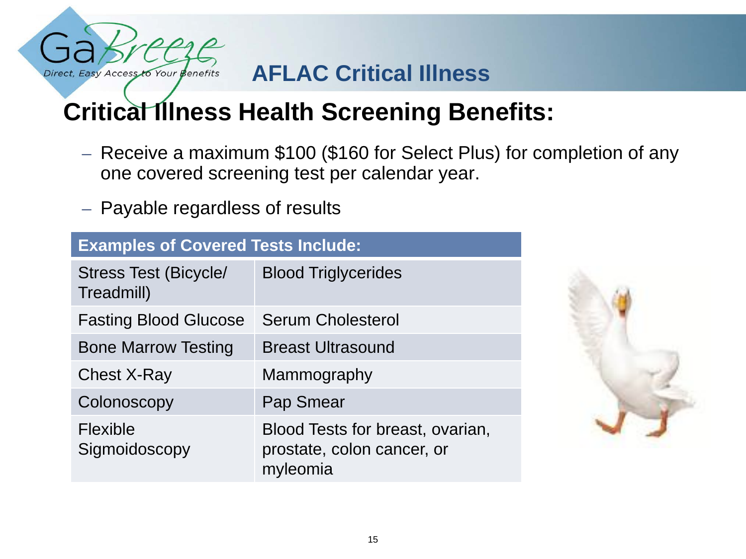# AFLAC Critical Illness

## Critical Illness Health Screening Benefits:

- Receive a maximum $100 ($160 for Select Plus) for completion of any one covered screening test per calendar year.
- Payable regardless of results

| Examples of Covered Tests Include: | |
|---|---|
| Stress Test (Bicycle/ Treadmill) | Blood Triglycerides |
| Fasting Blood Glucose | Serum Cholesterol |
| Bone Marrow Testing | Breast Ultrasound |
| Chest X-Ray | Mammography |
| Colonoscopy | Pap Smear |
| Flexible Sigmoidoscopy | Blood Tests for breast, ovarian, prostate, colon cancer, or myleomia |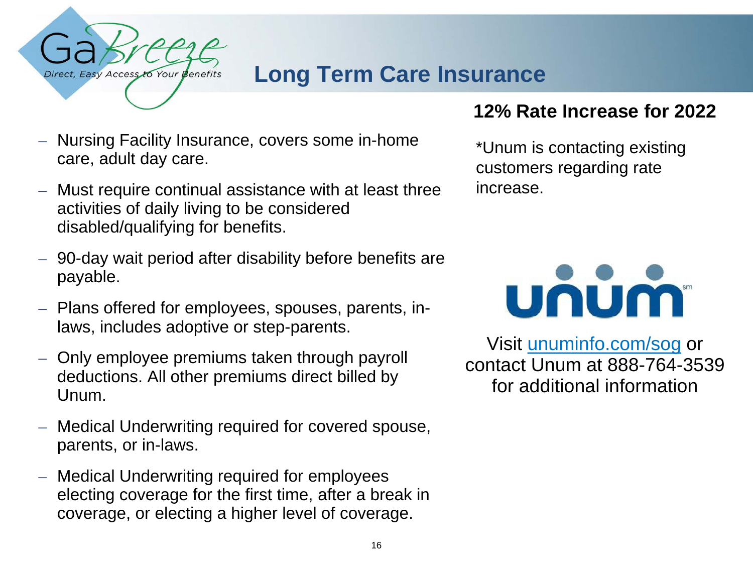# Long Term Care Insurance

- Nursing Facility Insurance, covers some in-home care, adult day care.
- Must require continual assistance with at least three activities of daily living to be considered disabled/qualifying for benefits.
- 90-day wait period after disability before benefits are payable.
- Plans offered for employees, spouses, parents, in-laws, includes adoptive or step-parents.
- Only employee premiums taken through payroll deductions. All other premiums direct billed by Unum.
- Medical Underwriting required for covered spouse, parents, or in-laws.
- Medical Underwriting required for employees electing coverage for the first time, after a break in coverage, or electing a higher level of coverage.

**12% Rate Increase for 2022**

*Unum is contacting existing customers regarding rate increase.

Visit [unuminfo.com/sog](unuminfo.com/sog) or contact Unum at 888-764-3539 for additional information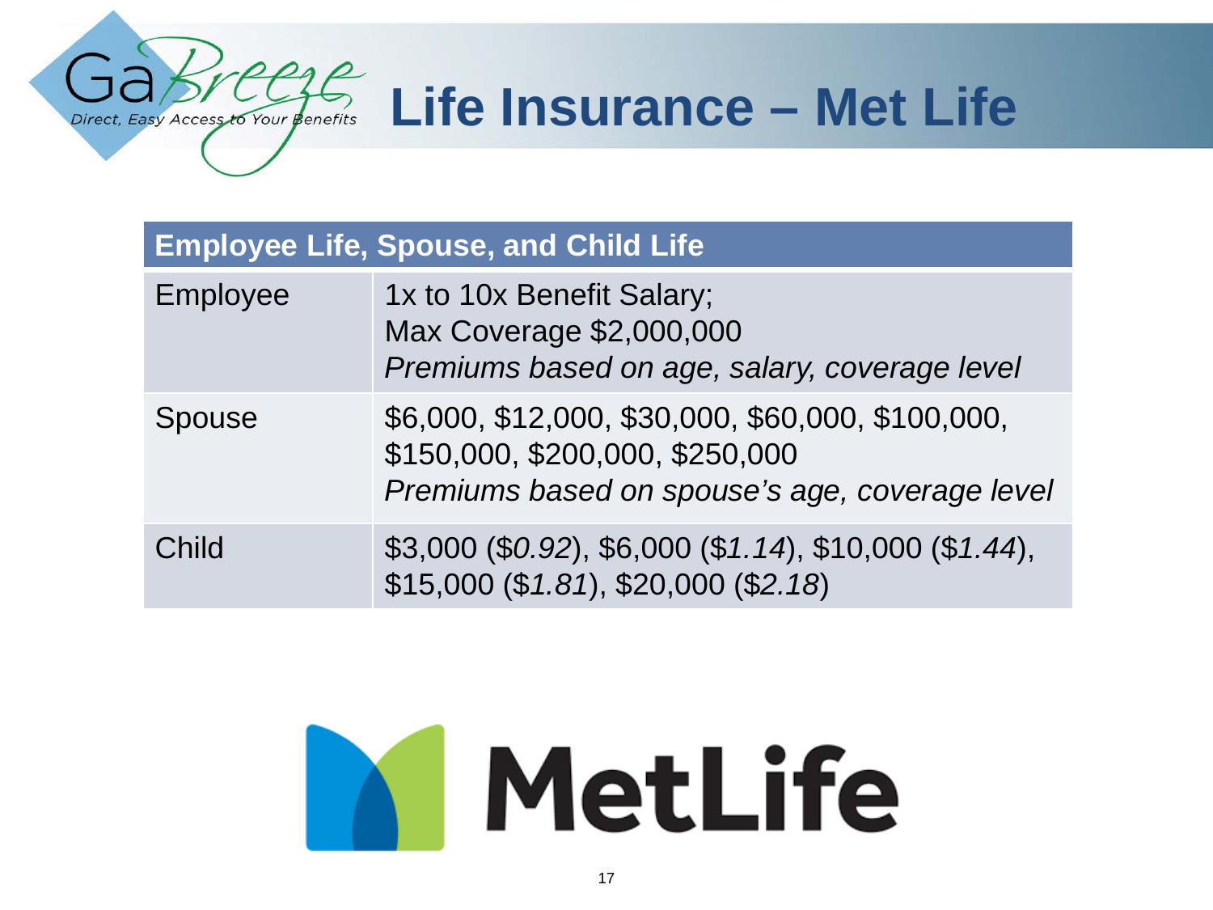# Life Insurance – Met Life

| Employee Life, Spouse, and Child Life | |
|---|---|
| Employee | 1x to 10x Benefit Salary;<br>Max Coverage $2,000,000<br>*Premiums based on age, salary, coverage level* |
| Spouse | $6,000, $12,000, $30,000, $60,000, $100,000, $150,000, $200,000, $250,000<br>*Premiums based on spouse's age, coverage level* |
| Child | $3,000 ($*0.92*), $6,000 ($*1.14*), $10,000 ($*1.44*), $15,000 ($*1.81*), $20,000 ($*2.18*) |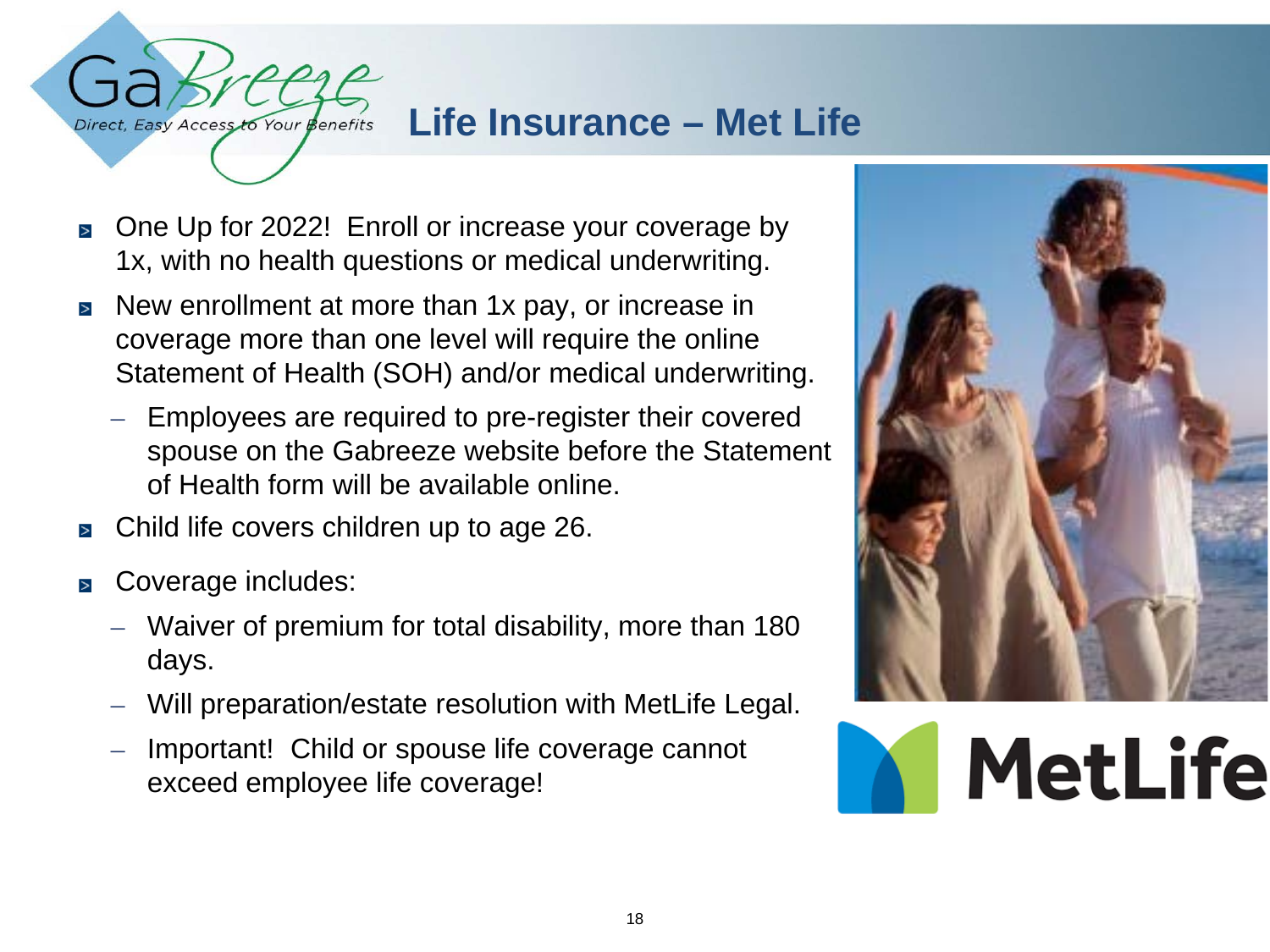# Life Insurance – Met Life

- One Up for 2022! Enroll or increase your coverage by 1x, with no health questions or medical underwriting.
- New enrollment at more than 1x pay, or increase in coverage more than one level will require the online Statement of Health (SOH) and/or medical underwriting.
  - Employees are required to pre-register their covered spouse on the Gabreeze website before the Statement of Health form will be available online.
- Child life covers children up to age 26.
- Coverage includes:
  - Waiver of premium for total disability, more than 180 days.
  - Will preparation/estate resolution with MetLife Legal.
  - Important! Child or spouse life coverage cannot exceed employee life coverage!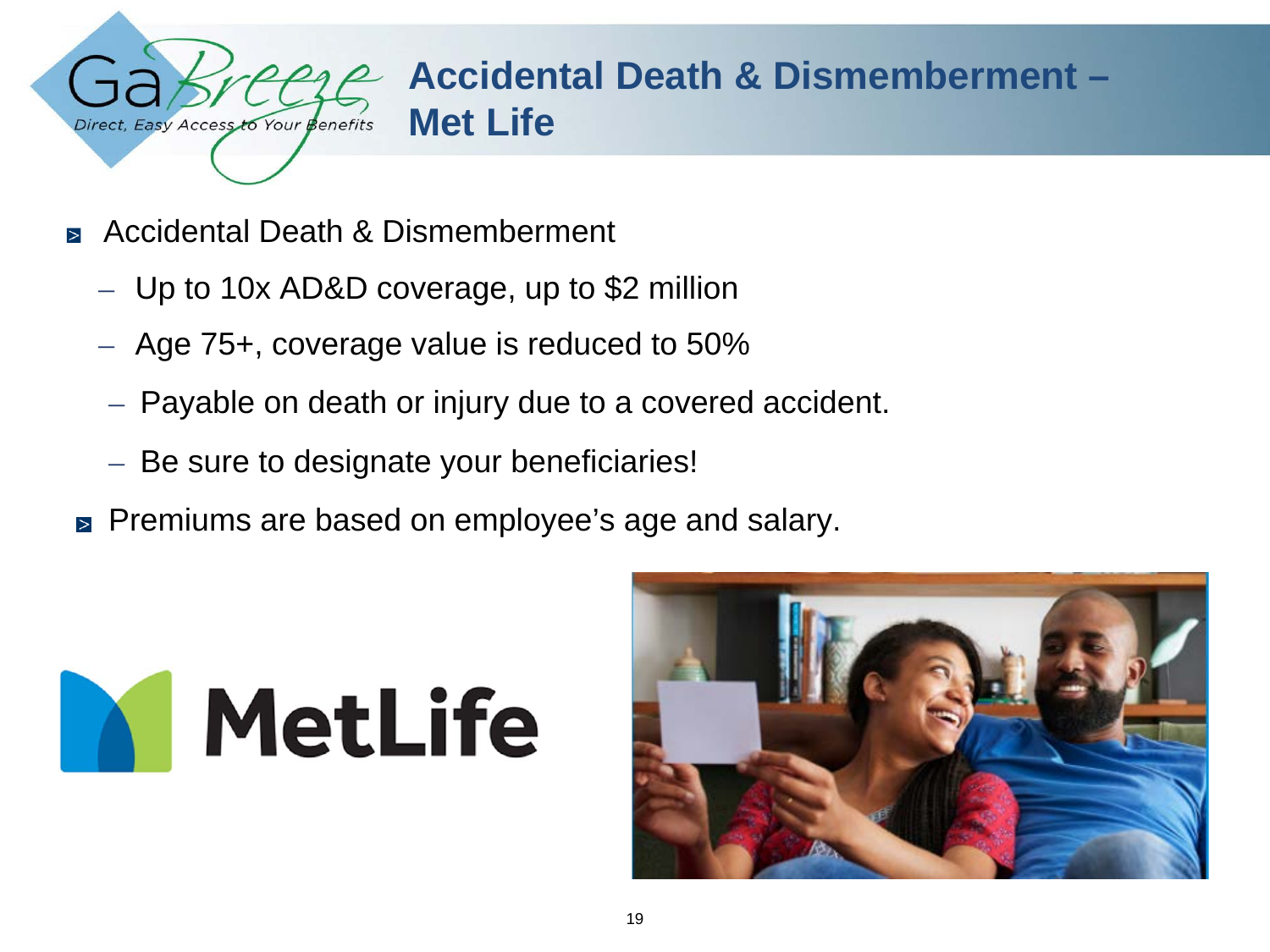# Accidental Death & Dismemberment – Met Life

- Accidental Death & Dismemberment
  - Up to 10x AD&D coverage, up to $2 million
  - Age 75+, coverage value is reduced to 50%
  - Payable on death or injury due to a covered accident.
  - Be sure to designate your beneficiaries!
- Premiums are based on employee's age and salary.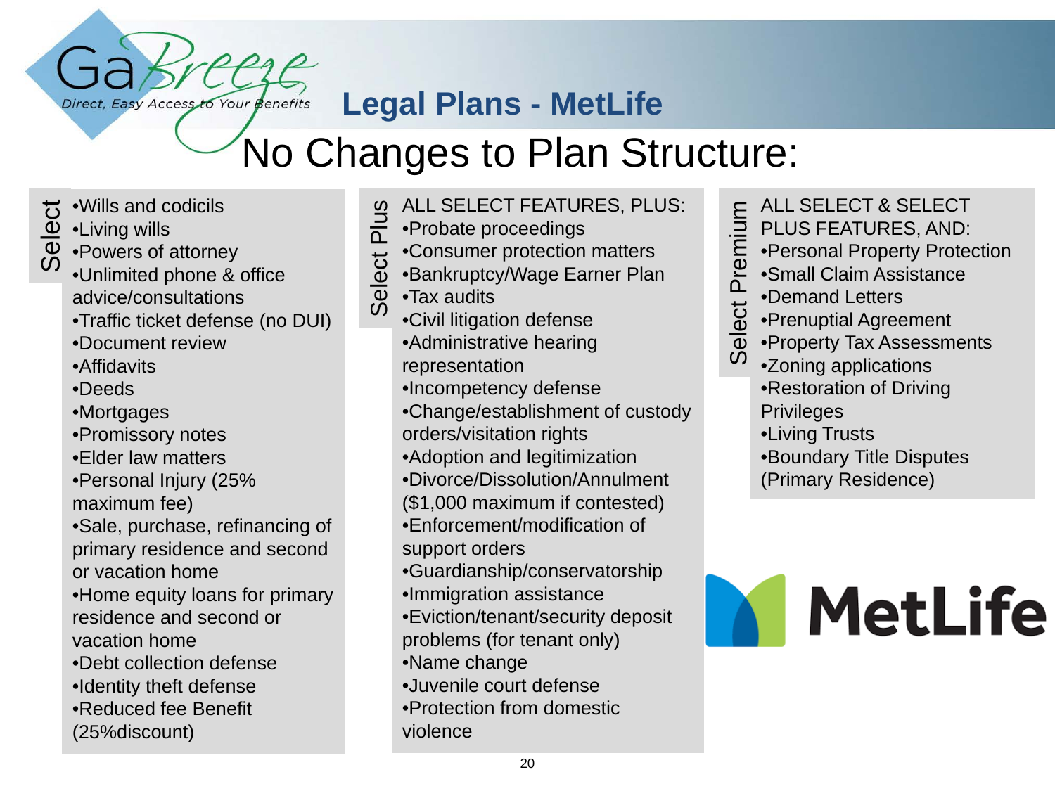## Legal Plans - MetLife

# No Changes to Plan Structure:

### Select

- Wills and codicils
- Living wills
- Powers of attorney
- Unlimited phone & office advice/consultations
- Traffic ticket defense (no DUI)
- Document review
- Affidavits
- Deeds
- Mortgages
- Promissory notes
- Elder law matters
- Personal Injury (25% maximum fee)
- Sale, purchase, refinancing of primary residence and second or vacation home
- Home equity loans for primary residence and second or vacation home
- Debt collection defense
- Identity theft defense
- Reduced fee Benefit (25%discount)

### Select Plus

ALL SELECT FEATURES, PLUS:

- Probate proceedings
- Consumer protection matters
- Bankruptcy/Wage Earner Plan
- Tax audits
- Civil litigation defense
- Administrative hearing representation
- Incompetency defense
- Change/establishment of custody orders/visitation rights
- Adoption and legitimization
- Divorce/Dissolution/Annulment ($1,000 maximum if contested)
- Enforcement/modification of support orders
- Guardianship/conservatorship
- Immigration assistance
- Eviction/tenant/security deposit problems (for tenant only)
- Name change
- Juvenile court defense
- Protection from domestic violence

### Select Premium

ALL SELECT & SELECT PLUS FEATURES, AND:

- Personal Property Protection
- Small Claim Assistance
- Demand Letters
- Prenuptial Agreement
- Property Tax Assessments
- Zoning applications
- Restoration of Driving Privileges
- Living Trusts
- Boundary Title Disputes (Primary Residence)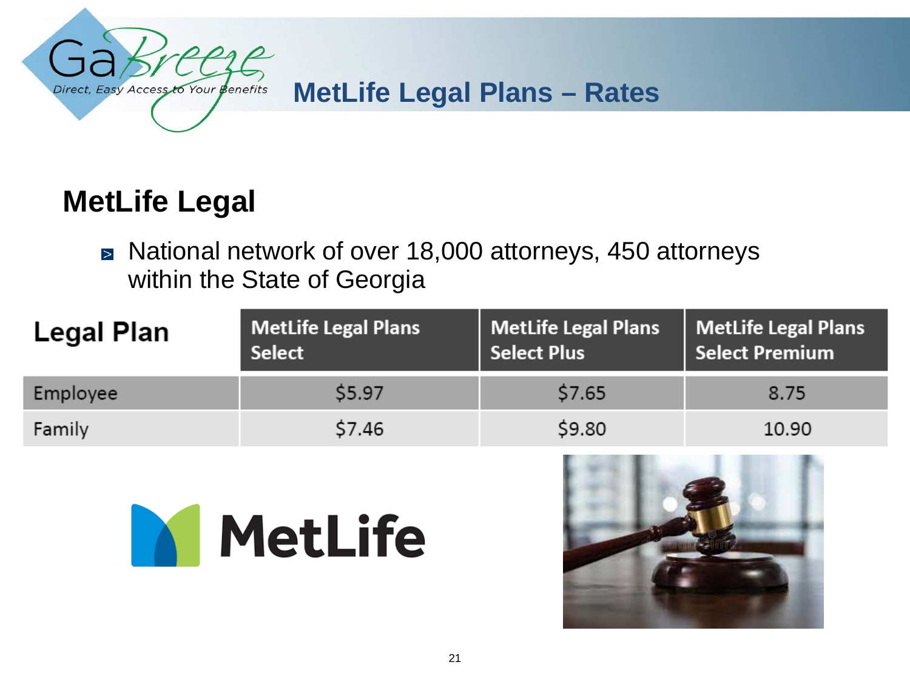# MetLife Legal Plans – Rates

## MetLife Legal

- National network of over 18,000 attorneys, 450 attorneys within the State of Georgia

| Legal Plan | MetLife Legal Plans Select | MetLife Legal Plans Select Plus | MetLife Legal Plans Select Premium |
|---|---|---|---|
| Employee | $5.97 | $7.65 | 8.75 |
| Family | $7.46 | $9.80 | 10.90 |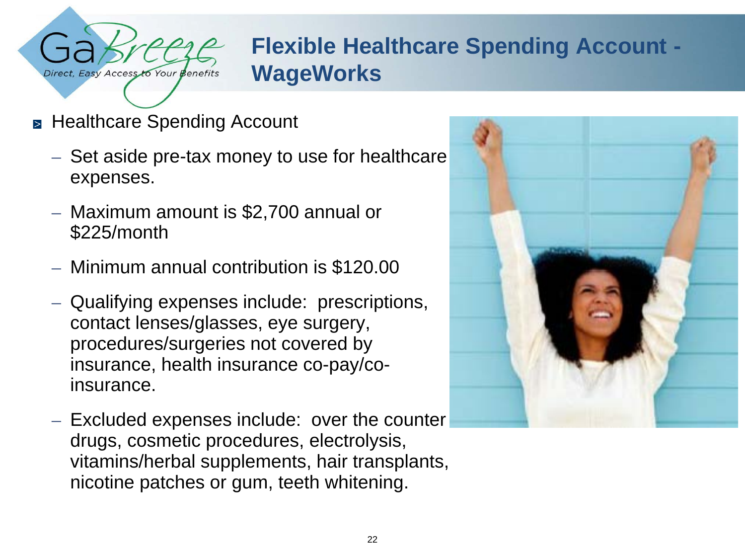# Flexible Healthcare Spending Account - WageWorks

- Healthcare Spending Account
  - Set aside pre-tax money to use for healthcare expenses.
  - Maximum amount is $2,700 annual or $225/month
  - Minimum annual contribution is $120.00
  - Qualifying expenses include: prescriptions, contact lenses/glasses, eye surgery, procedures/surgeries not covered by insurance, health insurance co-pay/co-insurance.
  - Excluded expenses include: over the counter drugs, cosmetic procedures, electrolysis, vitamins/herbal supplements, hair transplants, nicotine patches or gum, teeth whitening.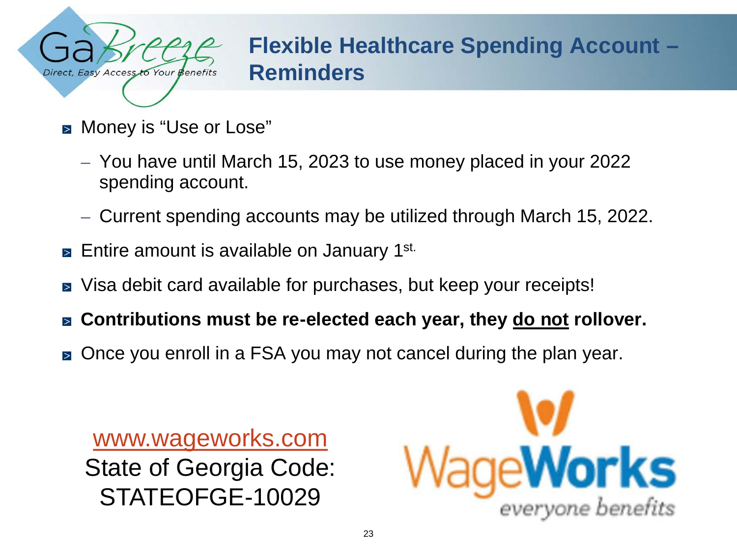# Flexible Healthcare Spending Account – Reminders

- Money is "Use or Lose"
  - You have until March 15, 2023 to use money placed in your 2022 spending account.
  - Current spending accounts may be utilized through March 15, 2022.
- Entire amount is available on January 1st.
- Visa debit card available for purchases, but keep your receipts!
- **Contributions must be re-elected each year, they do not rollover.**
- Once you enroll in a FSA you may not cancel during the plan year.

www.wageworks.com
State of Georgia Code:
STATEOFGE-10029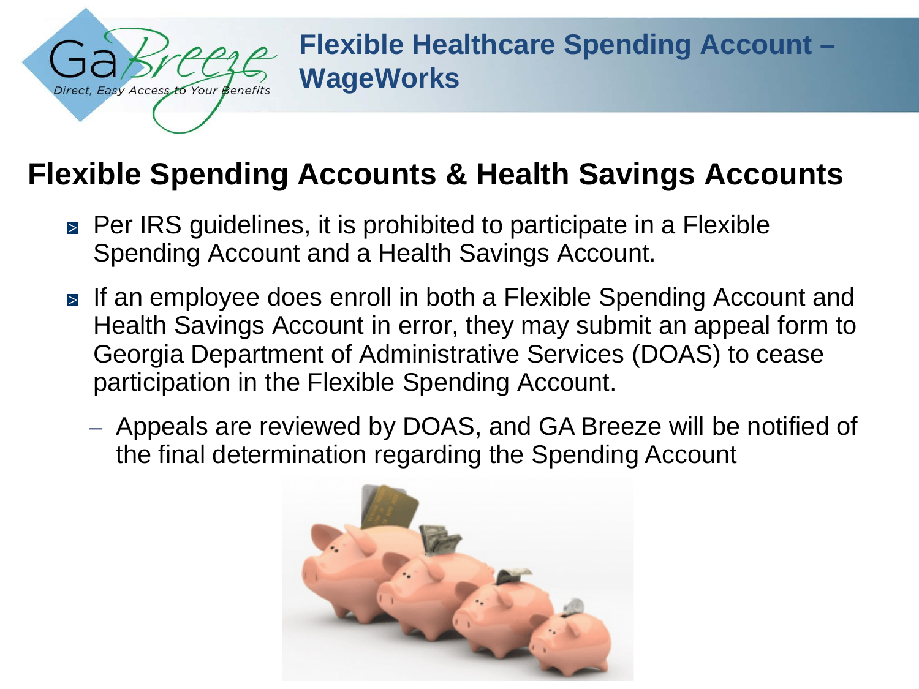# Flexible Healthcare Spending Account – WageWorks

## Flexible Spending Accounts & Health Savings Accounts

- Per IRS guidelines, it is prohibited to participate in a Flexible Spending Account and a Health Savings Account.
- If an employee does enroll in both a Flexible Spending Account and Health Savings Account in error, they may submit an appeal form to Georgia Department of Administrative Services (DOAS) to cease participation in the Flexible Spending Account.
  - Appeals are reviewed by DOAS, and GA Breeze will be notified of the final determination regarding the Spending Account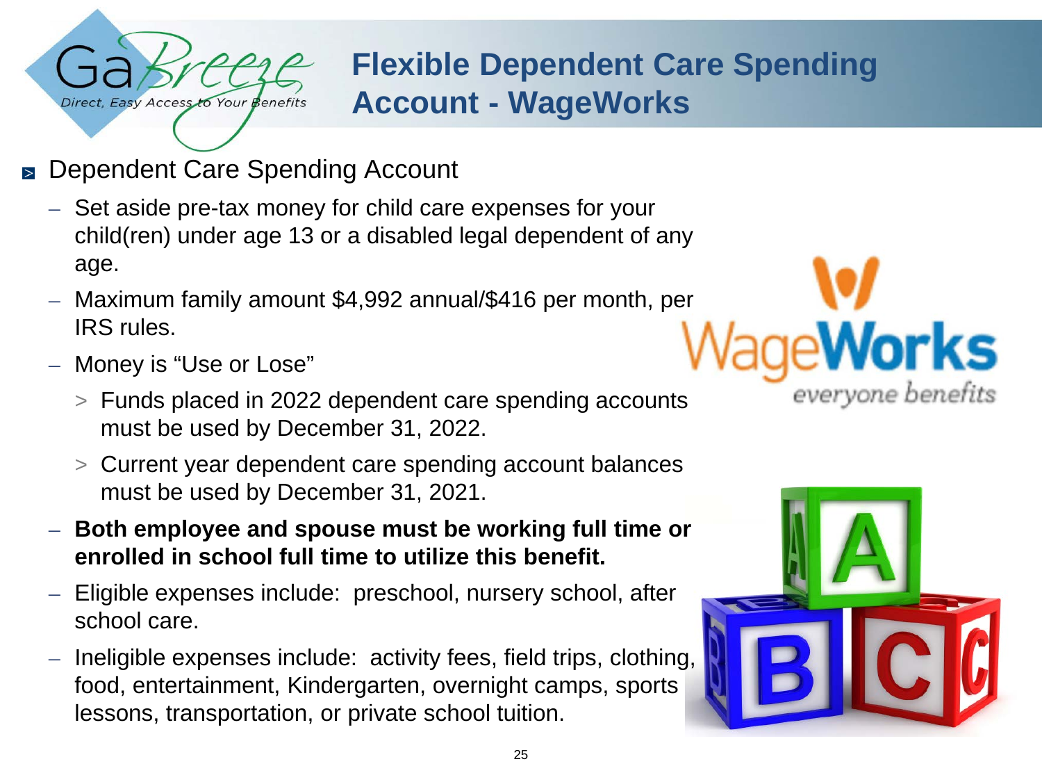# Flexible Dependent Care Spending Account - WageWorks

- Dependent Care Spending Account
  - Set aside pre-tax money for child care expenses for your child(ren) under age 13 or a disabled legal dependent of any age.
  - Maximum family amount $4,992 annual/$416 per month, per IRS rules.
  - Money is "Use or Lose"
    - Funds placed in 2022 dependent care spending accounts must be used by December 31, 2022.
    - Current year dependent care spending account balances must be used by December 31, 2021.
  - **Both employee and spouse must be working full time or enrolled in school full time to utilize this benefit.**
  - Eligible expenses include: preschool, nursery school, after school care.
  - Ineligible expenses include: activity fees, field trips, clothing, food, entertainment, Kindergarten, overnight camps, sports lessons, transportation, or private school tuition.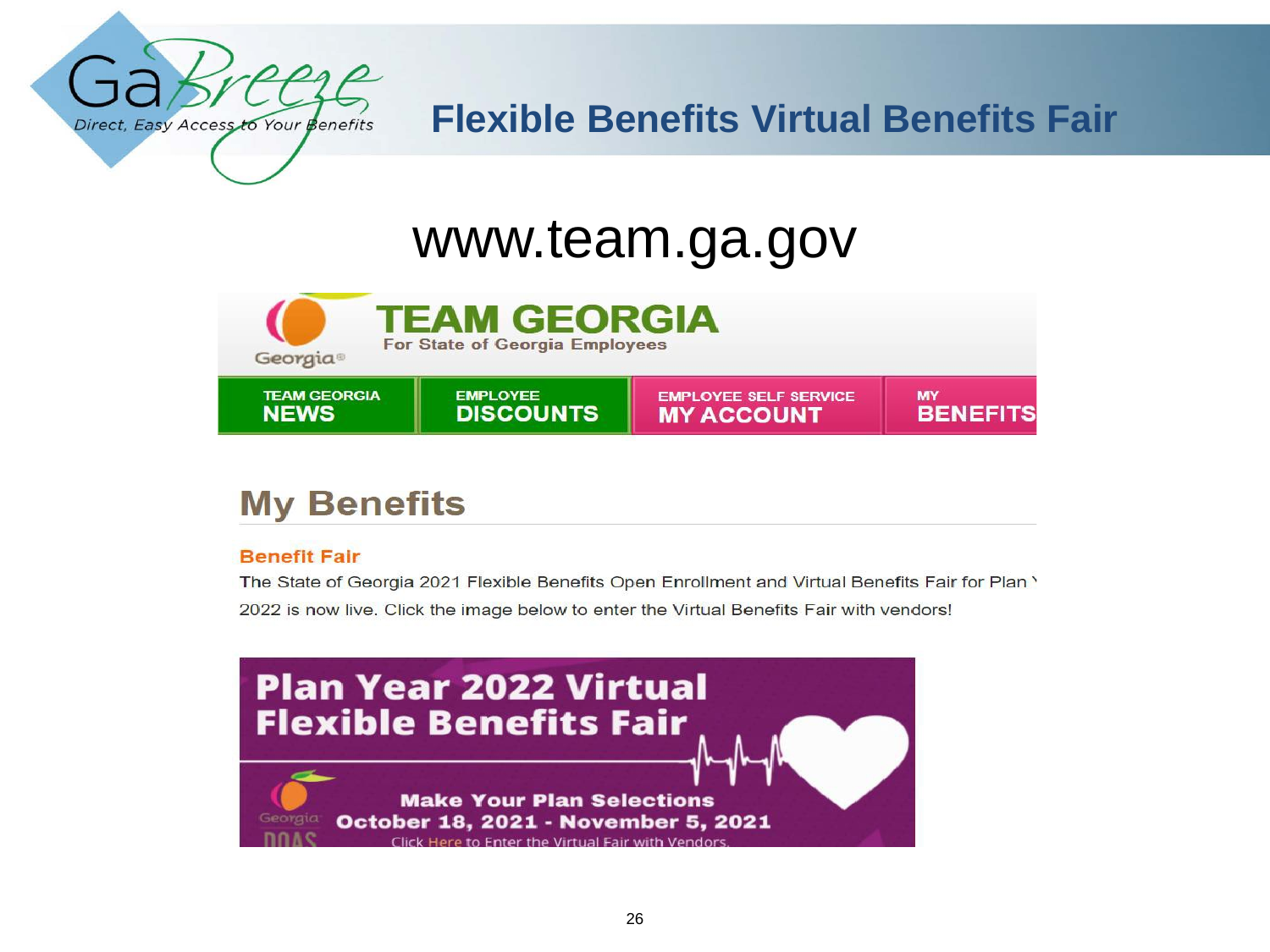# Flexible Benefits Virtual Benefits Fair

www.team.ga.gov

**TEAM GEORGIA**
For State of Georgia Employees

TEAM GEORGIA **NEWS** | EMPLOYEE **DISCOUNTS** | EMPLOYEE SELF SERVICE **MY ACCOUNT** | MY **BENEFITS**

## My Benefits

**Benefit Fair**

The State of Georgia 2021 Flexible Benefits Open Enrollment and Virtual Benefits Fair for Plan Y 2022 is now live. Click the image below to enter the Virtual Benefits Fair with vendors!

**Plan Year 2022 Virtual Flexible Benefits Fair**

**Make Your Plan Selections**
**October 18, 2021 - November 5, 2021**
Click Here to Enter the Virtual Fair with Vendors.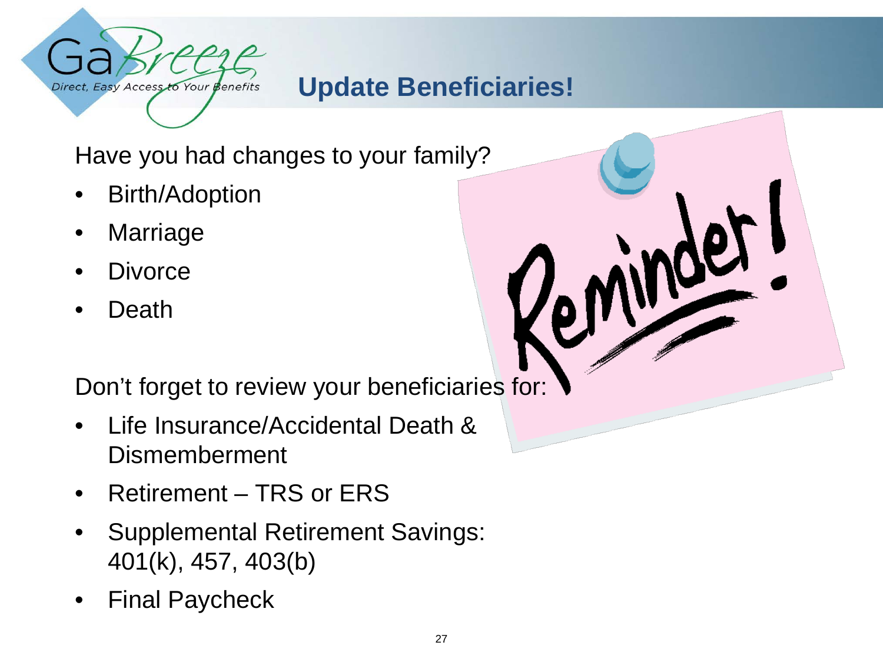# Update Beneficiaries!

Have you had changes to your family?

- Birth/Adoption
- Marriage
- Divorce
- Death

Don't forget to review your beneficiaries for:

- Life Insurance/Accidental Death & Dismemberment
- Retirement – TRS or ERS
- Supplemental Retirement Savings: 401(k), 457, 403(b)
- Final Paycheck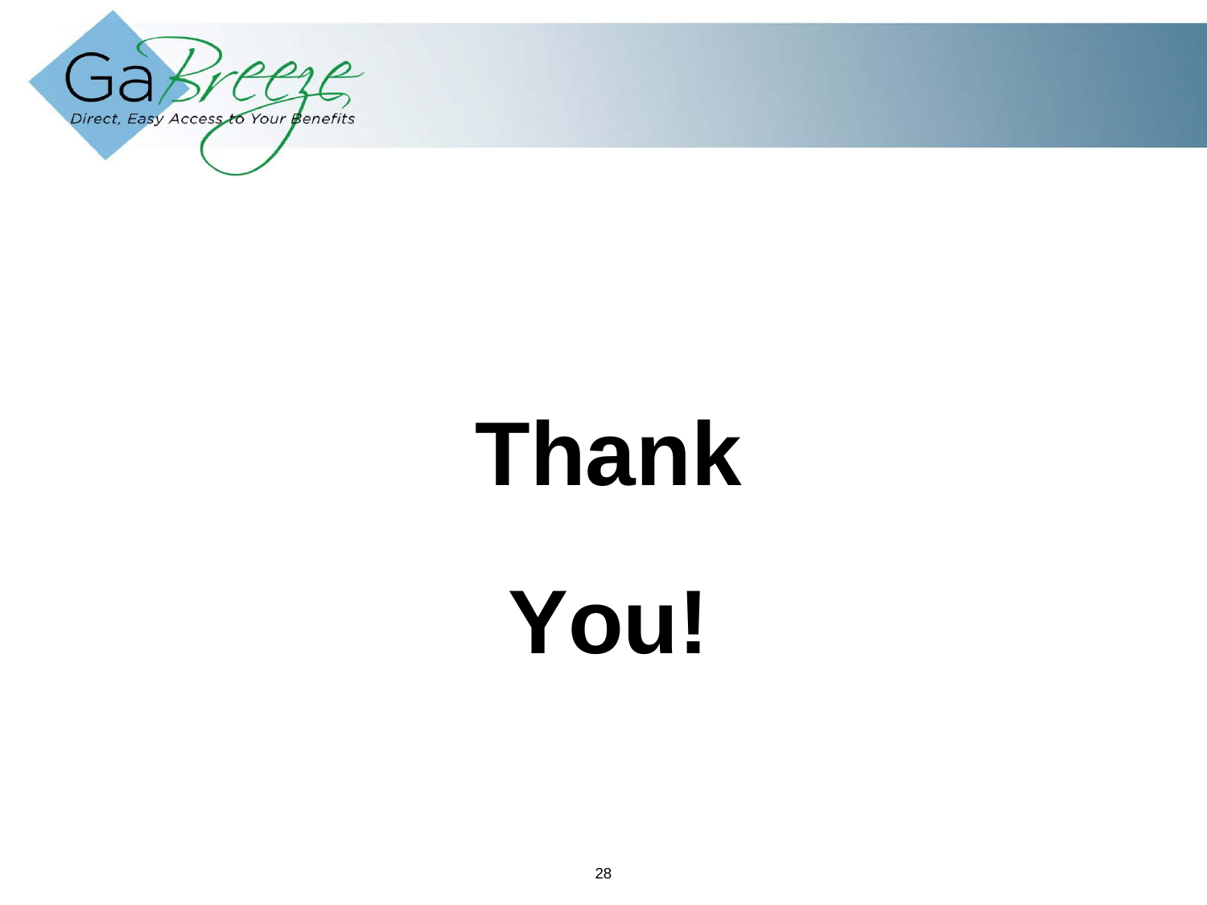# Thank You!